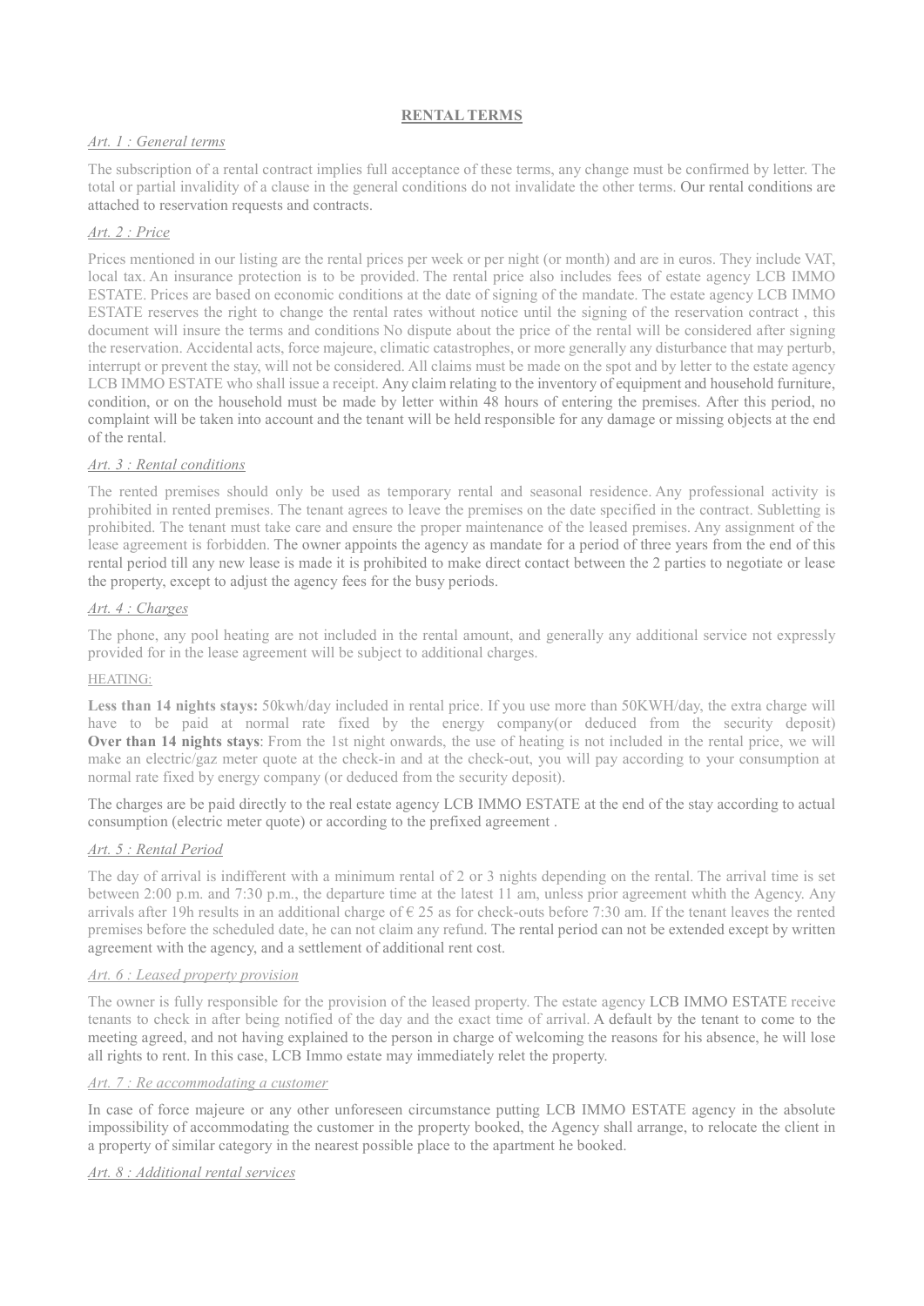# RENTAL TERMS

## *Art. 1 : General terms*

The subscription of a rental contract implies full acceptance of these terms, any change must be confirmed by letter. The total or partial invalidity of a clause in the general conditions do not invalidate the other terms. Our rental conditions are attached to reservation requests and contracts.

## *Art. 2 : Price*

Prices mentioned in our listing are the rental prices per week or per night (or month) and are in euros. They include VAT, local tax. An insurance protection is to be provided. The rental price also includes fees of estate agency LCB IMMO ESTATE. Prices are based on economic conditions at the date of signing of the mandate. The estate agency LCB IMMO ESTATE reserves the right to change the rental rates without notice until the signing of the reservation contract , this document will insure the terms and conditions No dispute about the price of the rental will be considered after signing the reservation. Accidental acts, force majeure, climatic catastrophes, or more generally any disturbance that may perturb, interrupt or prevent the stay, will not be considered. All claims must be made on the spot and by letter to the estate agency LCB IMMO ESTATE who shall issue a receipt. Any claim relating to the inventory of equipment and household furniture, condition, or on the household must be made by letter within 48 hours of entering the premises. After this period, no complaint will be taken into account and the tenant will be held responsible for any damage or missing objects at the end of the rental.

## *Art. 3 : Rental conditions*

The rented premises should only be used as temporary rental and seasonal residence. Any professional activity is prohibited in rented premises. The tenant agrees to leave the premises on the date specified in the contract. Subletting is prohibited. The tenant must take care and ensure the proper maintenance of the leased premises. Any assignment of the lease agreement is forbidden. The owner appoints the agency as mandate for a period of three years from the end of this rental period till any new lease is made it is prohibited to make direct contact between the 2 parties to negotiate or lease the property, except to adjust the agency fees for the busy periods.

## *Art. 4 : Charges*

The phone, any pool heating are not included in the rental amount, and generally any additional service not expressly provided for in the lease agreement will be subject to additional charges.

HEATING:

**Less than 14 nights stays:** 50kwh/day included in rental price. If you use more than 50KWH/day, the extra charge will have to be paid at normal rate fixed by the energy company(or deduced from the security deposit) **Over than 14 nights stays**: From the 1st night onwards, the use of heating is not included in the rental price, we will make an electric/gaz meter quote at the check-in and at the check-out, you will pay according to your consumption at normal rate fixed by energy company (or deduced from the security deposit).

The charges are be paid directly to the real estate agency LCB IMMO ESTATE at the end of the stay according to actual consumption (electric meter quote) or according to the prefixed agreement .

## *Art. 5 : Rental Period*

The day of arrival is indifferent with a minimum rental of 2 or 3 nights depending on the rental. The arrival time is set between 2:00 p.m. and 7:30 p.m., the departure time at the latest 11 am, unless prior agreement whith the Agency. Any arrivals after 19h results in an additional charge of € 25 as for check-outs before 7:30 am. If the tenant leaves the rented premises before the scheduled date, he can not claim any refund. The rental period can not be extended except by written agreement with the agency, and a settlement of additional rent cost.

## *Art. 6 : Leased property provision*

The owner is fully responsible for the provision of the leased property. The estate agency LCB IMMO ESTATE receive tenants to check in after being notified of the day and the exact time of arrival. A default by the tenant to come to the meeting agreed, and not having explained to the person in charge of welcoming the reasons for his absence, he will lose all rights to rent. In this case, LCB Immo estate may immediately relet the property.

## *Art. 7 : Re accommodating a customer*

In case of force majeure or any other unforeseen circumstance putting LCB IMMO ESTATE agency in the absolute impossibility of accommodating the customer in the property booked, the Agency shall arrange, to relocate the client in a property of similar category in the nearest possible place to the apartment he booked.

## *Art. 8 : Additional rental services*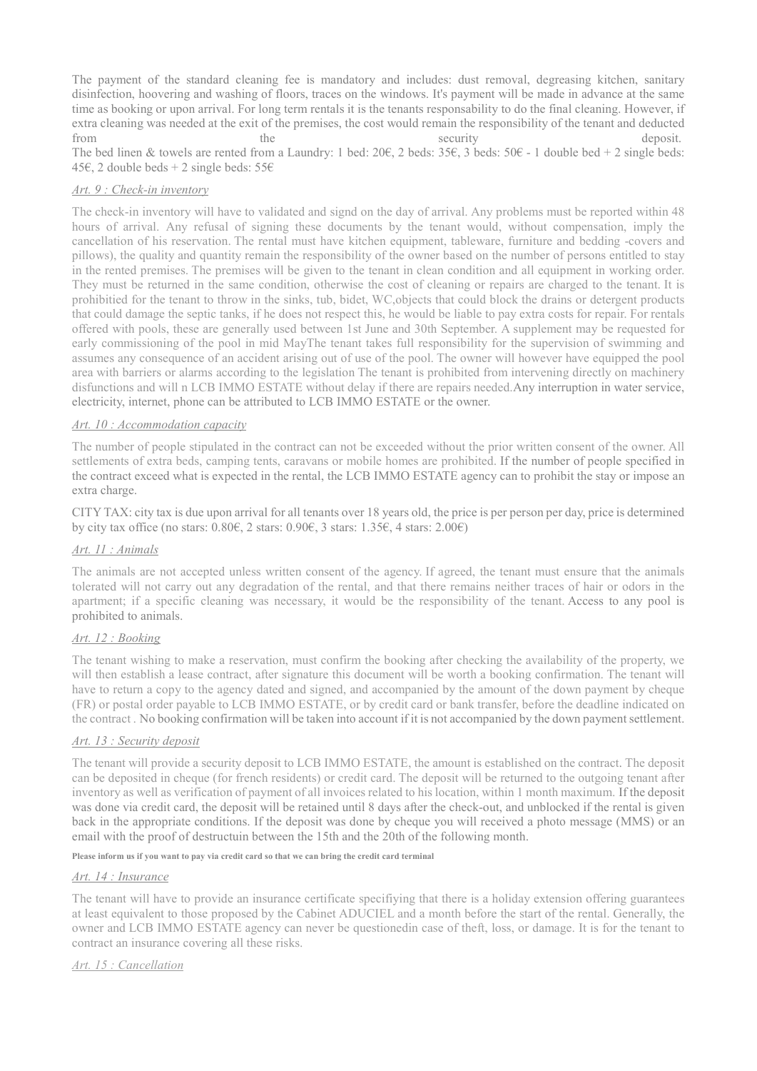The payment of the standard cleaning fee is mandatory and includes: dust removal, degreasing kitchen, sanitary disinfection, hoovering and washing of floors, traces on the windows. It's payment will be made in advance at the same time as booking or upon arrival. For long term rentals it is the tenants responsability to do the final cleaning. However, if extra cleaning was needed at the exit of the premises, the cost would remain the responsibility of the tenant and deducted from the security deposit.
The bed linen & towels are rented from a Laundry: 1 bed: 20€, 2 beds: 35€, 3 beds: 50€ - 1 double bed + 2 single beds: 45€, 2 double beds + 2 single beds: 55€

*Art. 9 : Check-in inventory*

The check-in inventory will have to validated and signd on the day of arrival. Any problems must be reported within 48 hours of arrival. Any refusal of signing these documents by the tenant would, without compensation, imply the cancellation of his reservation. The rental must have kitchen equipment, tableware, furniture and bedding -covers and pillows), the quality and quantity remain the responsibility of the owner based on the number of persons entitled to stay in the rented premises. The premises will be given to the tenant in clean condition and all equipment in working order. They must be returned in the same condition, otherwise the cost of cleaning or repairs are charged to the tenant. It is prohibitied for the tenant to throw in the sinks, tub, bidet, WC,objects that could block the drains or detergent products that could damage the septic tanks, if he does not respect this, he would be liable to pay extra costs for repair. For rentals offered with pools, these are generally used between 1st June and 30th September. A supplement may be requested for early commissioning of the pool in mid MayThe tenant takes full responsibility for the supervision of swimming and assumes any consequence of an accident arising out of use of the pool. The owner will however have equipped the pool area with barriers or alarms according to the legislation The tenant is prohibited from intervening directly on machinery disfunctions and will n LCB IMMO ESTATE without delay if there are repairs needed.Any interruption in water service, electricity, internet, phone can be attributed to LCB IMMO ESTATE or the owner.

*Art. 10 : Accommodation capacity*

The number of people stipulated in the contract can not be exceeded without the prior written consent of the owner. All settlements of extra beds, camping tents, caravans or mobile homes are prohibited. If the number of people specified in the contract exceed what is expected in the rental, the LCB IMMO ESTATE agency can to prohibit the stay or impose an extra charge.

CITY TAX: city tax is due upon arrival for all tenants over 18 years old, the price is per person per day, price is determined by city tax office (no stars: 0.80€, 2 stars: 0.90€, 3 stars: 1.35€, 4 stars: 2.00€)

*Art. 11 : Animals*

The animals are not accepted unless written consent of the agency. If agreed, the tenant must ensure that the animals tolerated will not carry out any degradation of the rental, and that there remains neither traces of hair or odors in the apartment; if a specific cleaning was necessary, it would be the responsibility of the tenant. Access to any pool is prohibited to animals.

*Art. 12 : Booking*

The tenant wishing to make a reservation, must confirm the booking after checking the availability of the property, we will then establish a lease contract, after signature this document will be worth a booking confirmation. The tenant will have to return a copy to the agency dated and signed, and accompanied by the amount of the down payment by cheque (FR) or postal order payable to LCB IMMO ESTATE, or by credit card or bank transfer, before the deadline indicated on the contract . No booking confirmation will be taken into account if it is not accompanied by the down payment settlement.

*Art. 13 : Security deposit*

The tenant will provide a security deposit to LCB IMMO ESTATE, the amount is established on the contract. The deposit can be deposited in cheque (for french residents) or credit card. The deposit will be returned to the outgoing tenant after inventory as well as verification of payment of all invoices related to his location, within 1 month maximum. If the deposit was done via credit card, the deposit will be retained until 8 days after the check-out, and unblocked if the rental is given back in the appropriate conditions. If the deposit was done by cheque you will received a photo message (MMS) or an email with the proof of destructuin between the 15th and the 20th of the following month.

**Please inform us if you want to pay via credit card so that we can bring the credit card terminal**

*Art. 14 : Insurance*

The tenant will have to provide an insurance certificate specifiying that there is a holiday extension offering guarantees at least equivalent to those proposed by the Cabinet ADUCIEL and a month before the start of the rental. Generally, the owner and LCB IMMO ESTATE agency can never be questionedin case of theft, loss, or damage. It is for the tenant to contract an insurance covering all these risks.

*Art. 15 : Cancellation*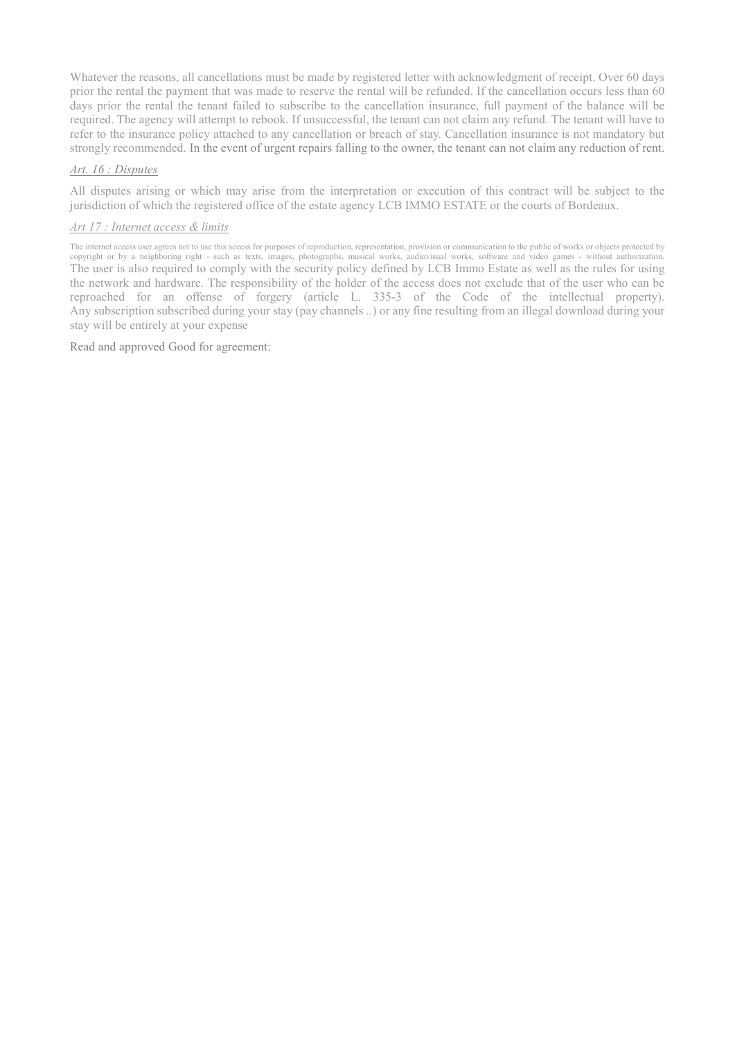Whatever the reasons, all cancellations must be made by registered letter with acknowledgment of receipt. Over 60 days prior the rental the payment that was made to reserve the rental will be refunded. If the cancellation occurs less than 60 days prior the rental the tenant failed to subscribe to the cancellation insurance, full payment of the balance will be required. The agency will attempt to rebook. If unsuccessful, the tenant can not claim any refund. The tenant will have to refer to the insurance policy attached to any cancellation or breach of stay. Cancellation insurance is not mandatory but strongly recommended. In the event of urgent repairs falling to the owner, the tenant can not claim any reduction of rent.

*Art. 16 : Disputes*

All disputes arising or which may arise from the interpretation or execution of this contract will be subject to the jurisdiction of which the registered office of the estate agency LCB IMMO ESTATE or the courts of Bordeaux.

*Art 17 : Internet access & limits*

The internet access user agrees not to use this access for purposes of reproduction, representation, provision or communication to the public of works or objects protected by copyright or by a neighboring right - such as texts, images, photographs, musical works, audiovisual works, software and video games - without authorization. The user is also required to comply with the security policy defined by LCB Immo Estate as well as the rules for using the network and hardware. The responsibility of the holder of the access does not exclude that of the user who can be reproached for an offense of forgery (article L. 335-3 of the Code of the intellectual property). Any subscription subscribed during your stay (pay channels ..) or any fine resulting from an illegal download during your stay will be entirely at your expense

Read and approved Good for agreement: